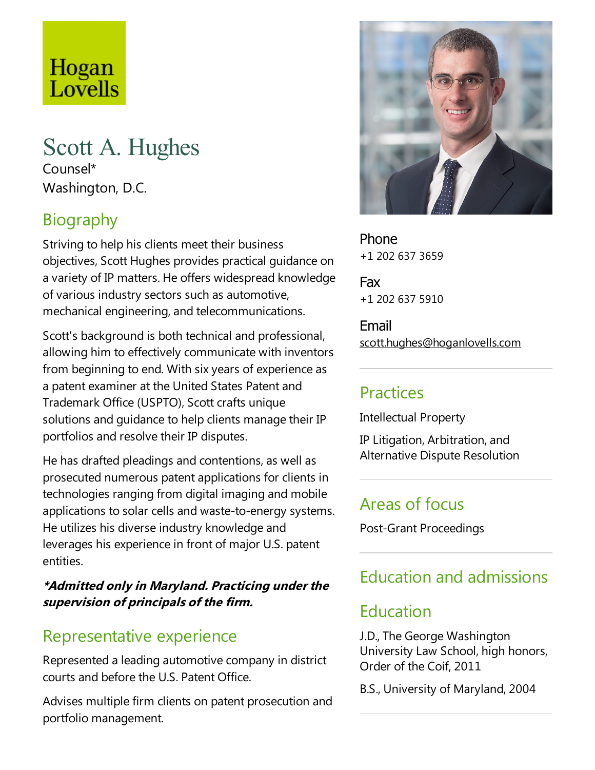Hogan Lovells

# Scott A. Hughes

Counsel*
Washington, D.C.

## Biography

Striving to help his clients meet their business objectives, Scott Hughes provides practical guidance on a variety of IP matters. He offers widespread knowledge of various industry sectors such as automotive, mechanical engineering, and telecommunications.

Scott's background is both technical and professional, allowing him to effectively communicate with inventors from beginning to end. With six years of experience as a patent examiner at the United States Patent and Trademark Office (USPTO), Scott crafts unique solutions and guidance to help clients manage their IP portfolios and resolve their IP disputes.

He has drafted pleadings and contentions, as well as prosecuted numerous patent applications for clients in technologies ranging from digital imaging and mobile applications to solar cells and waste-to-energy systems. He utilizes his diverse industry knowledge and leverages his experience in front of major U.S. patent entities.

***Admitted only in Maryland. Practicing under the supervision of principals of the firm.***

## Representative experience

Represented a leading automotive company in district courts and before the U.S. Patent Office.

Advises multiple firm clients on patent prosecution and portfolio management.

Phone
+1 202 637 3659

Fax
+1 202 637 5910

Email
scott.hughes@hoganlovells.com

## Practices

Intellectual Property

IP Litigation, Arbitration, and Alternative Dispute Resolution

## Areas of focus

Post-Grant Proceedings

## Education and admissions

## Education

J.D., The George Washington University Law School, high honors, Order of the Coif, 2011

B.S., University of Maryland, 2004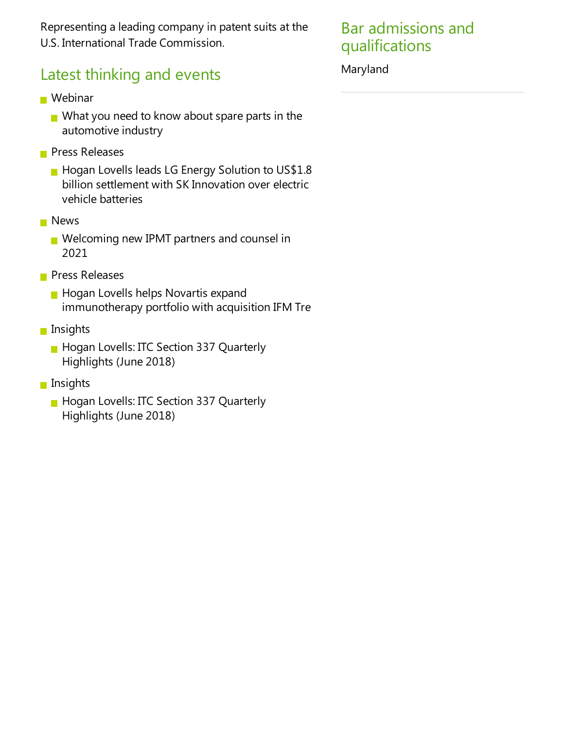Representing a leading company in patent suits at the U.S. International Trade Commission.

## Latest thinking and events

- Webinar
  - What you need to know about spare parts in the automotive industry
- Press Releases
  - Hogan Lovells leads LG Energy Solution to US$1.8 billion settlement with SK Innovation over electric vehicle batteries
- News
  - Welcoming new IPMT partners and counsel in 2021
- Press Releases
  - Hogan Lovells helps Novartis expand immunotherapy portfolio with acquisition IFM Tre
- Insights
  - Hogan Lovells: ITC Section 337 Quarterly Highlights (June 2018)
- Insights
  - Hogan Lovells: ITC Section 337 Quarterly Highlights (June 2018)

## Bar admissions and qualifications

Maryland